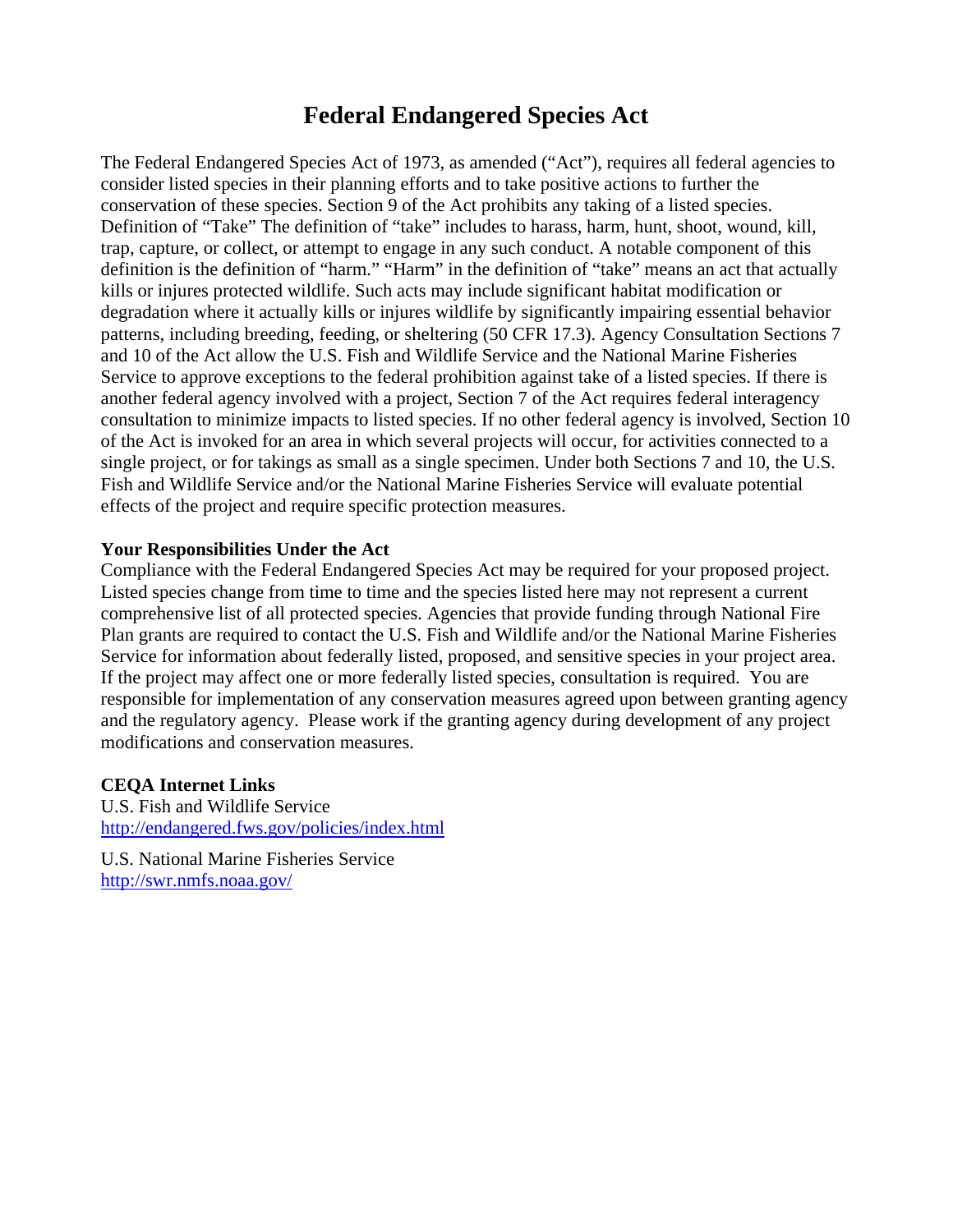# Federal Endangered Species Act

The Federal Endangered Species Act of 1973, as amended ("Act"), requires all federal agencies to consider listed species in their planning efforts and to take positive actions to further the conservation of these species. Section 9 of the Act prohibits any taking of a listed species. Definition of "Take" The definition of "take" includes to harass, harm, hunt, shoot, wound, kill, trap, capture, or collect, or attempt to engage in any such conduct. A notable component of this definition is the definition of "harm." "Harm" in the definition of "take" means an act that actually kills or injures protected wildlife. Such acts may include significant habitat modification or degradation where it actually kills or injures wildlife by significantly impairing essential behavior patterns, including breeding, feeding, or sheltering (50 CFR 17.3). Agency Consultation Sections 7 and 10 of the Act allow the U.S. Fish and Wildlife Service and the National Marine Fisheries Service to approve exceptions to the federal prohibition against take of a listed species. If there is another federal agency involved with a project, Section 7 of the Act requires federal interagency consultation to minimize impacts to listed species. If no other federal agency is involved, Section 10 of the Act is invoked for an area in which several projects will occur, for activities connected to a single project, or for takings as small as a single specimen. Under both Sections 7 and 10, the U.S. Fish and Wildlife Service and/or the National Marine Fisheries Service will evaluate potential effects of the project and require specific protection measures.

**Your Responsibilities Under the Act**

Compliance with the Federal Endangered Species Act may be required for your proposed project. Listed species change from time to time and the species listed here may not represent a current comprehensive list of all protected species. Agencies that provide funding through National Fire Plan grants are required to contact the U.S. Fish and Wildlife and/or the National Marine Fisheries Service for information about federally listed, proposed, and sensitive species in your project area. If the project may affect one or more federally listed species, consultation is required. You are responsible for implementation of any conservation measures agreed upon between granting agency and the regulatory agency. Please work if the granting agency during development of any project modifications and conservation measures.

**CEQA Internet Links**

U.S. Fish and Wildlife Service
http://endangered.fws.gov/policies/index.html

U.S. National Marine Fisheries Service
http://swr.nmfs.noaa.gov/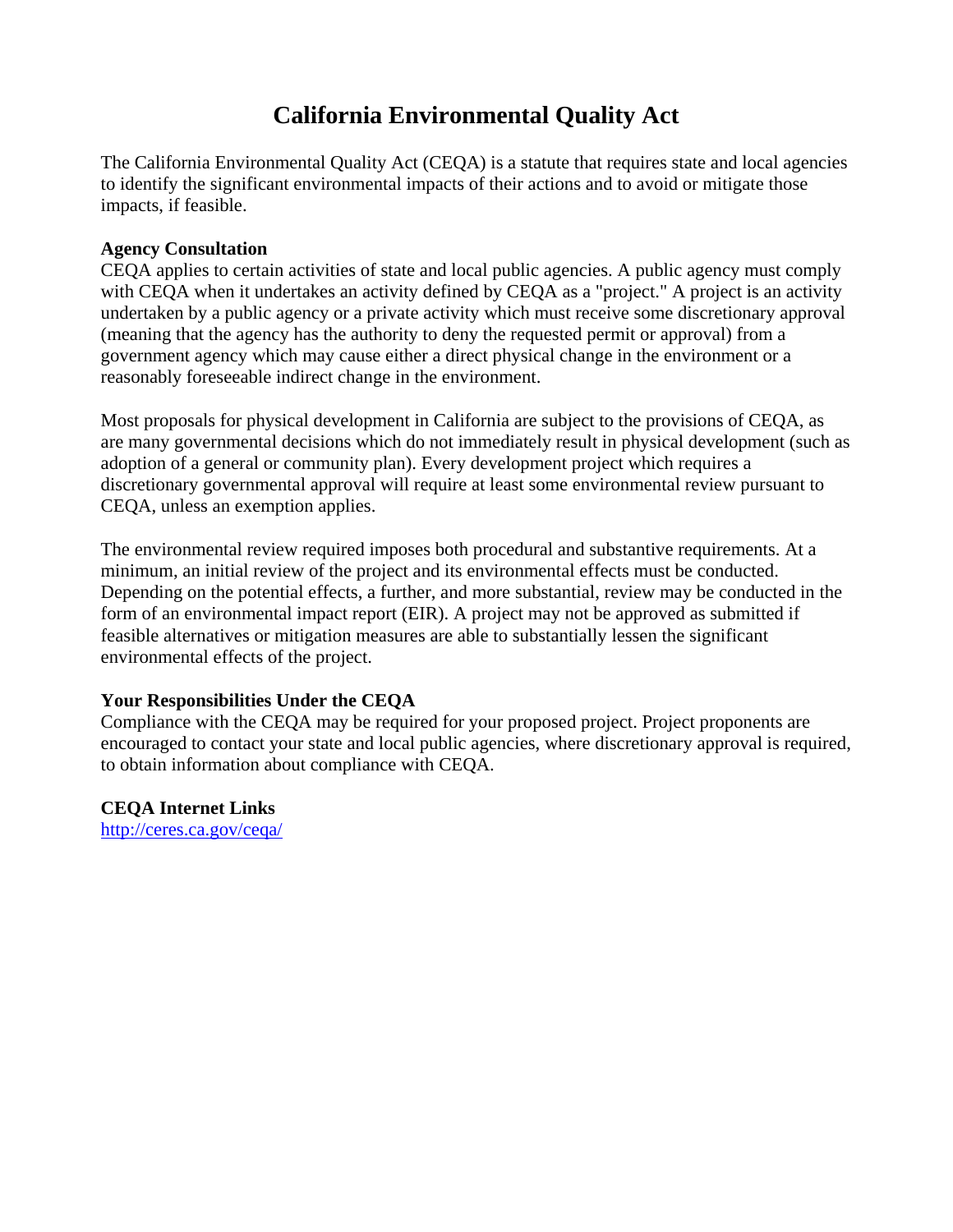# California Environmental Quality Act

The California Environmental Quality Act (CEQA) is a statute that requires state and local agencies to identify the significant environmental impacts of their actions and to avoid or mitigate those impacts, if feasible.

**Agency Consultation**

CEQA applies to certain activities of state and local public agencies. A public agency must comply with CEQA when it undertakes an activity defined by CEQA as a "project." A project is an activity undertaken by a public agency or a private activity which must receive some discretionary approval (meaning that the agency has the authority to deny the requested permit or approval) from a government agency which may cause either a direct physical change in the environment or a reasonably foreseeable indirect change in the environment.

Most proposals for physical development in California are subject to the provisions of CEQA, as are many governmental decisions which do not immediately result in physical development (such as adoption of a general or community plan). Every development project which requires a discretionary governmental approval will require at least some environmental review pursuant to CEQA, unless an exemption applies.

The environmental review required imposes both procedural and substantive requirements. At a minimum, an initial review of the project and its environmental effects must be conducted. Depending on the potential effects, a further, and more substantial, review may be conducted in the form of an environmental impact report (EIR). A project may not be approved as submitted if feasible alternatives or mitigation measures are able to substantially lessen the significant environmental effects of the project.

**Your Responsibilities Under the CEQA**

Compliance with the CEQA may be required for your proposed project. Project proponents are encouraged to contact your state and local public agencies, where discretionary approval is required, to obtain information about compliance with CEQA.

**CEQA Internet Links**

[http://ceres.ca.gov/ceqa/](http://ceres.ca.gov/ceqa/)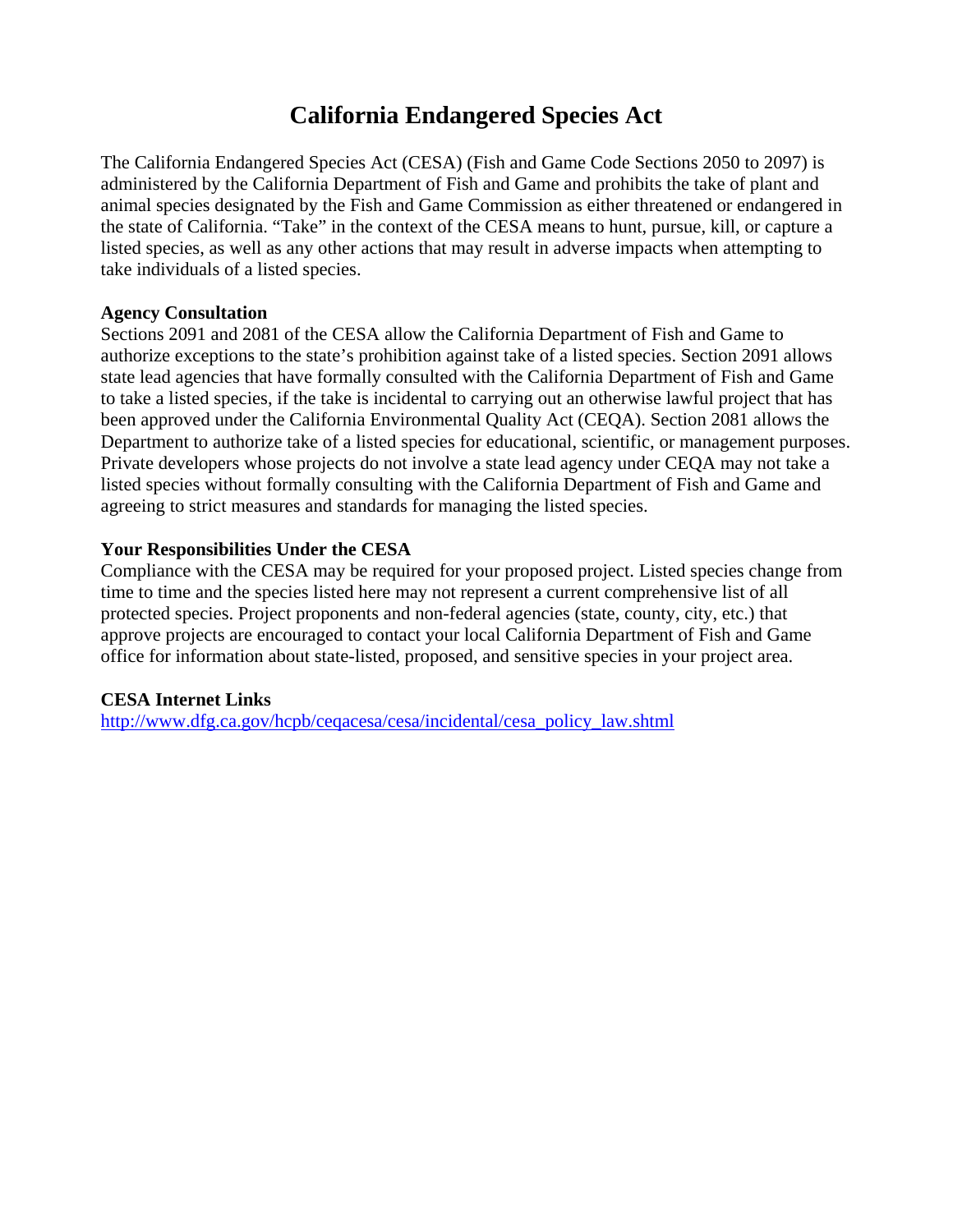# California Endangered Species Act

The California Endangered Species Act (CESA) (Fish and Game Code Sections 2050 to 2097) is administered by the California Department of Fish and Game and prohibits the take of plant and animal species designated by the Fish and Game Commission as either threatened or endangered in the state of California. "Take" in the context of the CESA means to hunt, pursue, kill, or capture a listed species, as well as any other actions that may result in adverse impacts when attempting to take individuals of a listed species.

**Agency Consultation**

Sections 2091 and 2081 of the CESA allow the California Department of Fish and Game to authorize exceptions to the state's prohibition against take of a listed species. Section 2091 allows state lead agencies that have formally consulted with the California Department of Fish and Game to take a listed species, if the take is incidental to carrying out an otherwise lawful project that has been approved under the California Environmental Quality Act (CEQA). Section 2081 allows the Department to authorize take of a listed species for educational, scientific, or management purposes. Private developers whose projects do not involve a state lead agency under CEQA may not take a listed species without formally consulting with the California Department of Fish and Game and agreeing to strict measures and standards for managing the listed species.

**Your Responsibilities Under the CESA**

Compliance with the CESA may be required for your proposed project. Listed species change from time to time and the species listed here may not represent a current comprehensive list of all protected species. Project proponents and non-federal agencies (state, county, city, etc.) that approve projects are encouraged to contact your local California Department of Fish and Game office for information about state-listed, proposed, and sensitive species in your project area.

**CESA Internet Links**

http://www.dfg.ca.gov/hcpb/ceqacesa/cesa/incidental/cesa_policy_law.shtml